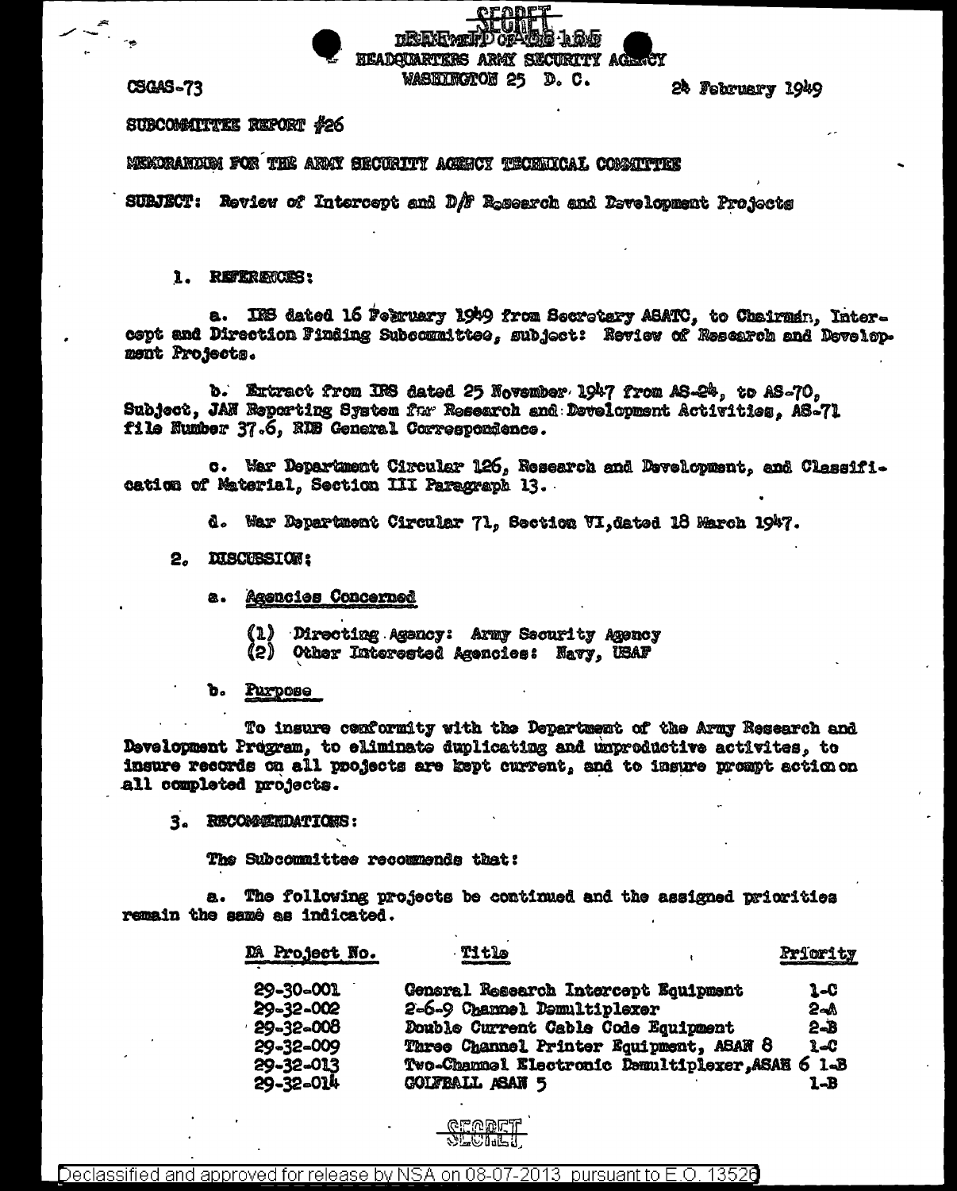SECRET

DEPARTMENT OF THE ARMY
HEADQUARTERS ARMY SECURITY AGENCY
WASHINGTON 25 D. C.

CSGAS-73

24 February 1949

SUBCOMMITTEE REPORT #26

MEMORANDUM FOR THE ARMY SECURITY AGENCY TECHNICAL COMMITTEE

SUBJECT: Review of Intercept and D/F Research and Development Projects

1. REFERENCES:

a. IRS dated 16 February 1949 from Secretary ASATC, to Chairman, Intercept and Direction Finding Subcommittee, subject: Review of Research and Development Projects.

b. Extract from IRS dated 25 November 1947 from AS-24, to AS-70, Subject, JAN Reporting System for Research and Development Activities, AS-71 file Number 37.6, RDB General Correspondence.

c. War Department Circular 126, Research and Development, and Classification of Material, Section III Paragraph 13.

d. War Department Circular 71, Section VI, dated 18 March 1947.

2. DISCUSSION:

a. Agencies Concerned

(1) Directing Agency: Army Security Agency
(2) Other Interested Agencies: Navy, USAF

b. Purpose

To insure conformity with the Department of the Army Research and Development Program, to eliminate duplicating and unproductive activites, to insure records on all projects are kept current, and to insure prompt action on all completed projects.

3. RECOMMENDATIONS:

The Subcommittee recommends that:

a. The following projects be continued and the assigned priorities remain the samé as indicated.

| DA Project No. | Title | Priority |
|---|---|---|
| 29-30-001 | General Research Intercept Equipment | 1-C |
| 29-32-002 | 2-6-9 Channel Demultiplexer | 2-A |
| 29-32-008 | Double Current Cable Code Equipment | 2-B |
| 29-32-009 | Three Channel Printer Equipment, ASAN 8 | 1-C |
| 29-32-013 | Two-Channel Electronic Demultiplexer, ASAN 6 | 1-B |
| 29-32-014 | GOLFBALL ASAN 5 | 1-B |

SECRET

Declassified and approved for release by NSA on 08-07-2013 pursuant to E.O. 13526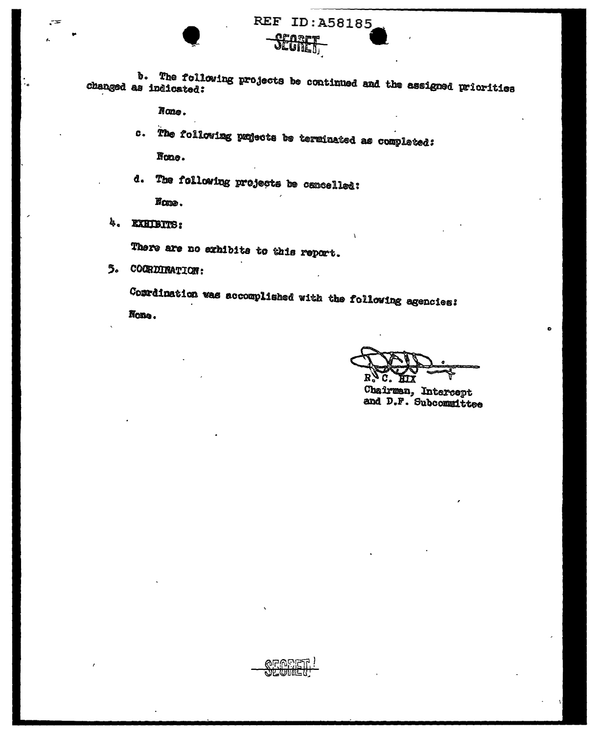REF ID:A58185

SECRET

b. The following projects be continued and the assigned priorities changed as indicated:

None.

c. The following projects be terminated as completed:

None.

d. The following projects be cancelled:

None.

4. EXHIBITS:

There are no exhibits to this report.

5. COORDINATION:

Coordination was accomplished with the following agencies:

None.

R. C. HIX
Chairman, Intercept
and D.F. Subcommittee

SECRET